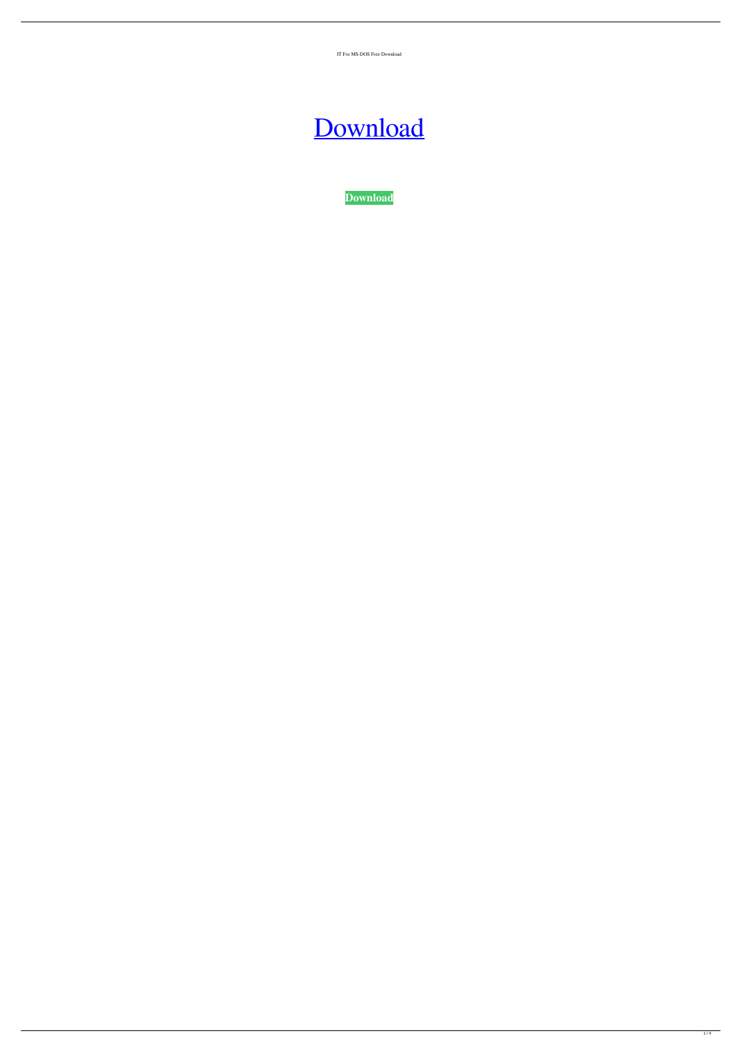IT For MS-DOS Free Download

[Download]

**Download**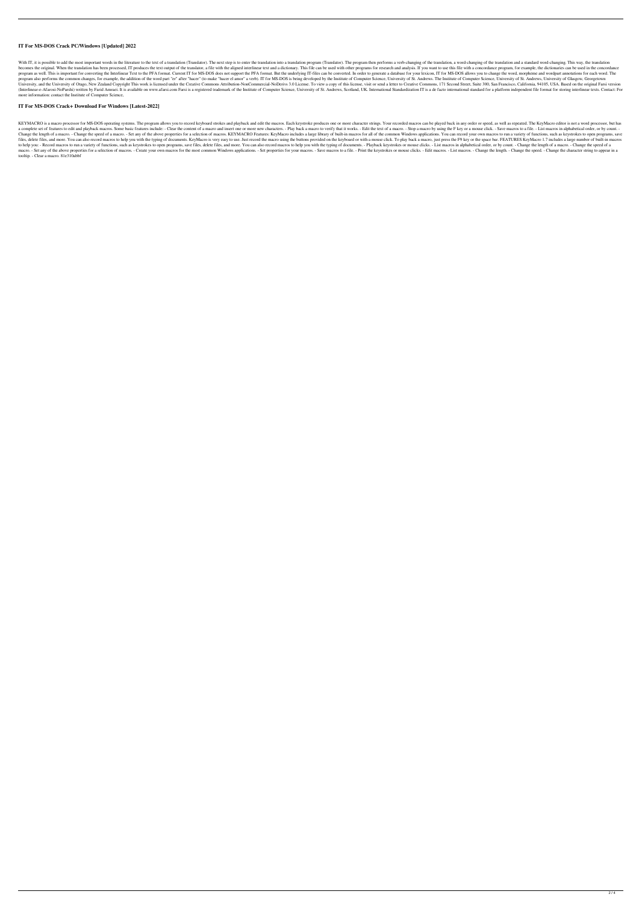## IT For MS-DOS Crack PC/Windows [Updated] 2022

With IT, it is possible to add the most important words in the literature to the text of a translation (Translator). The next step is to enter the translation into a translation program (Translator). The program then performs a verb-changing of the translation, a word-changing of the translation and a standard word-changing. This way, the translation becomes the original. When the translation has been processed, IT produces the text output of the translator, a file with the aligned interlinear text and a dictionary. This file can be used with other programs for research and analysis. If you want to use this file with a concordance program, for example, the dictionaries can be used in the concordance program as well. This is important for converting the Interlinear Text to the PFA format. Current IT for MS-DOS does not support the PFA format. But the underlying IT-files can be converted. In order to generate a database for your lexicon, IT for MS-DOS allows you to change the word, morpheme and wordpart annotations for each word. The program also performs the common changes, for example, the addition of the word part "er" after "hacer" (to make "hacer el amor" a verb). IT for MS-DOS is being developed by the Institute of Computer Science, University of St. Andrews. The Institute of Computer Science, University of St. Andrews, University of Glasgow, Georgetown University, and the University of Otago, New Zealand Copyright This work is licensed under the Creative Commons Attribution-NonCommercial-NoDerivs 3.0 License. To view a copy of this license, visit or send a letter to Creative Commons, 171 Second Street, Suite 300, San Francisco, California, 94105, USA. Based on the original Farsi version (Interlinear-e-Afarosi-NoParshi) written by Farid Amraei. It is available on www.afarsi.com Farsi is a registered trademark of the Institute of Computer Science, University of St. Andrews, Scotland, UK. International Standardization IT is a de facto international standard for a platform independent file format for storing interlinear texts. Contact: For more information: contact the Institute of Computer Science,

## IT For MS-DOS Crack+ Download For Windows [Latest-2022]

KEYMACRO is a macro processor for MS-DOS operating systems. The program allows you to record keyboard strokes and playback and edit the macros. Each keystroke produces one or more character strings. Your recorded macros can be played back in any order or speed, as well as repeated. The KeyMacro editor is not a word processor, but has a complete set of features to edit and playback macros. Some basic features include: - Clear the content of a macro and insert one or more new characters. - Play back a macro to verify that it works. - Edit the text of a macro. - Stop a macro by using the F key or a mouse click. - Save macros to a file. - List macros in alphabetical order, or by count. - Change the length of a macro. - Change the speed of a macro. - Set any of the above properties for a selection of macros. KEYMACRO Features: KeyMacro includes a large library of built-in macros for all of the common Windows applications. You can record your own macros to run a variety of functions, such as keystrokes to open programs, save files, delete files, and more. You can also record macros to help you with the typing of documents. KeyMacro is very easy to use. Just record the macro using the buttons provided on the keyboard or with a mouse click. To play back a macro, just press the F9 key or the space bar. FEATURES KeyMacro 1.7 includes a large number of built-in macros to help you: - Record macros to run a variety of functions, such as keystrokes to open programs, save files, delete files, and more. You can also record macros to help you with the typing of documents. - Playback keystrokes or mouse clicks. - List macros in alphabetical order, or by count. - Change the length of a macro. - Change the speed of a macro. - Set any of the above properties for a selection of macros. - Create your own macros for the most common Windows applications. - Set properties for your macros. - Save macros to a file. - Print the keystrokes or mouse clicks. - Edit macros. - List macros. - Change the length. - Change the speed. - Change the character string to appear in a tooltip. - Clear a macro. 81e310abbf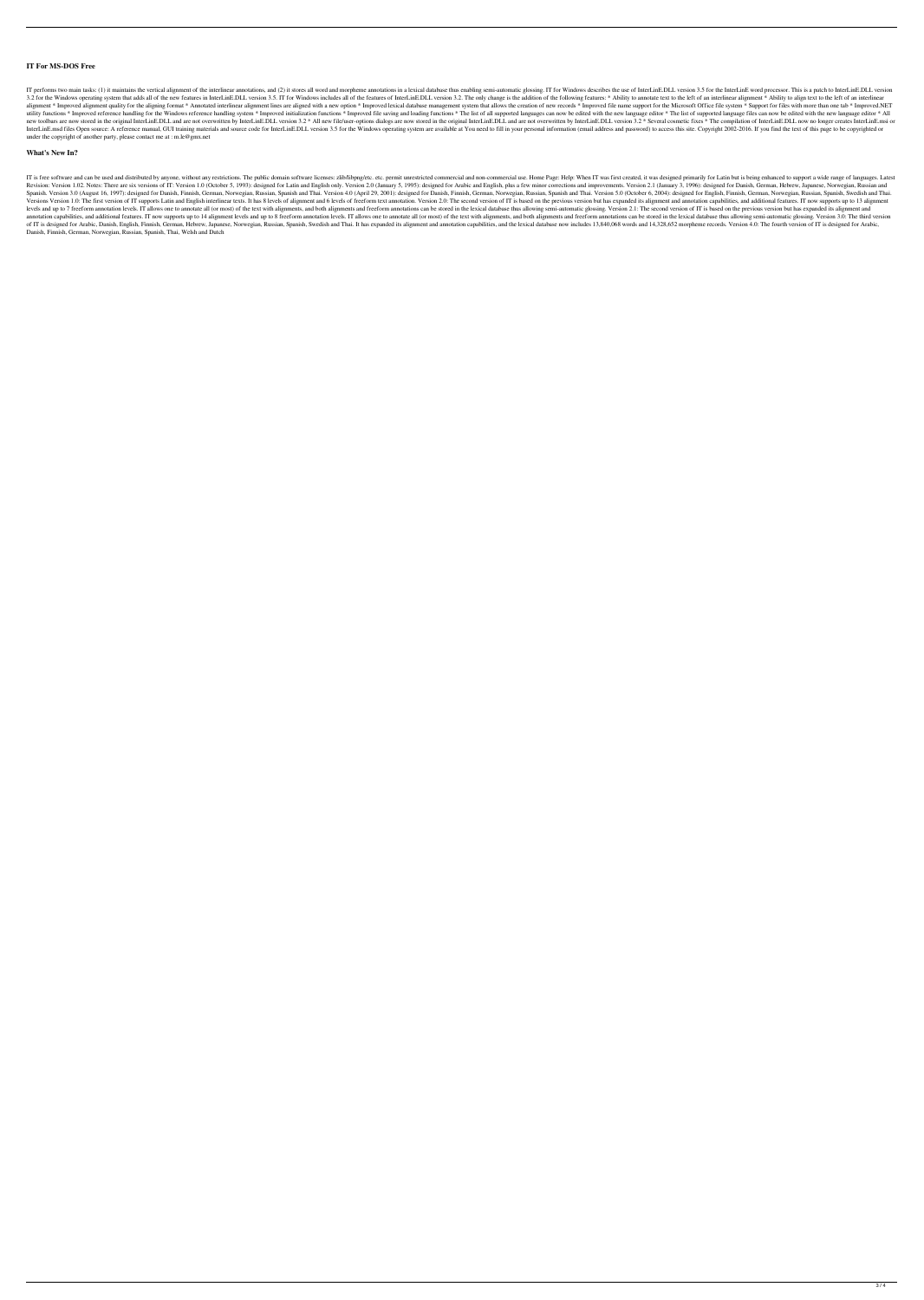### IT For MS-DOS Free

IT performs two main tasks: (1) it maintains the vertical alignment of the interlinear annotations, and (2) it stores all word and morpheme annotations in a lexical database thus enabling semi-automatic glossing. IT for Windows describes the use of InterLinE.DLL version 3.5 for the InterLinE word processor. This is a patch to InterLinE.DLL version 3.2 for the Windows operating system that adds all of the new features in InterLinE.DLL version 3.5. IT for Windows includes all of the features of InterLinE.DLL version 3.2. The only change is the addition of the following features: * Ability to annotate text to the left of an interlinear alignment * Ability to align text to the left of an interlinear alignment * Improved alignment quality for the aligning format * Annotated interlinear alignment lines are aligned with a new option * Improved lexical database management system that allows the creation of new records * Improved file name support for the Microsoft Office file system * Support for files with more than one tab * Improved.NET utility functions * Improved reference handling for the Windows reference handling system * Improved initialization functions * Improved file saving and loading functions * The list of all supported languages can now be edited with the new language editor * The list of supported language files can now be edited with the new language editor * All new toolbars are now stored in the original InterLinE.DLL and are not overwritten by InterLinE.DLL version 3.2 * All new file/user-options dialogs are now stored in the original InterLinE.DLL and are not overwritten by InterLinE.DLL version 3.2 * Several cosmetic fixes * The compilation of InterLinE.DLL now no longer creates InterLinE.msi or InterLinE.msd files Open source: A reference manual, GUI training materials and source code for InterLinE.DLL version 3.5 for the Windows operating system are available at You need to fill in your personal information (email address and password) to access this site. Copyright 2002-2016. If you find the text of this page to be copyrighted or under the copyright of another party, please contact me at : m.le@gmx.net

### What's New In?

IT is free software and can be used and distributed by anyone, without any restrictions. The public domain software licenses: zlib/libpng/etc. etc. permit unrestricted commercial and non-commercial use. Home Page: Help: When IT was first created, it was designed primarily for Latin but is being enhanced to support a wide range of languages. Latest Revision: Version 1.02. Notes: There are six versions of IT: Version 1.0 (October 5, 1993): designed for Latin and English only. Version 2.0 (January 5, 1995): designed for Arabic and English, plus a few minor corrections and improvements. Version 2.1 (January 3, 1996): designed for Danish, German, Hebrew, Japanese, Norwegian, Russian and Spanish. Version 3.0 (August 16, 1997): designed for Danish, Finnish, German, Norwegian, Russian, Spanish and Thai. Version 4.0 (April 29, 2001): designed for Danish, Finnish, German, Norwegian, Russian, Spanish and Thai. Version 5.0 (October 6, 2004): designed for English, Finnish, German, Norwegian, Russian, Spanish, Swedish and Thai. Versions Version 1.0: The first version of IT supports Latin and English interlinear texts. It has 8 levels of alignment and 6 levels of freeform text annotation. Version 2.0: The second version of IT is based on the previous version but has expanded its alignment and annotation capabilities, and additional features. IT now supports up to 13 alignment levels and up to 7 freeform annotation levels. IT allows one to annotate all (or most) of the text with alignments, and both alignments and freeform annotations can be stored in the lexical database thus allowing semi-automatic glossing. Version 2.1: The second version of IT is based on the previous version but has expanded its alignment and annotation capabilities, and additional features. IT now supports up to 14 alignment levels and up to 8 freeform annotation levels. IT allows one to annotate all (or most) of the text with alignments, and both alignments and freeform annotations can be stored in the lexical database thus allowing semi-automatic glossing. Version 3.0: The third version of IT is designed for Arabic, Danish, English, Finnish, German, Hebrew, Japanese, Norwegian, Russian, Spanish, Swedish and Thai. It has expanded its alignment and annotation capabilities, and the lexical database now includes 13,840,068 words and 14,328,652 morpheme records. Version 4.0: The fourth version of IT is designed for Arabic, Danish, Finnish, German, Norwegian, Russian, Spanish, Thai, Welsh and Dutch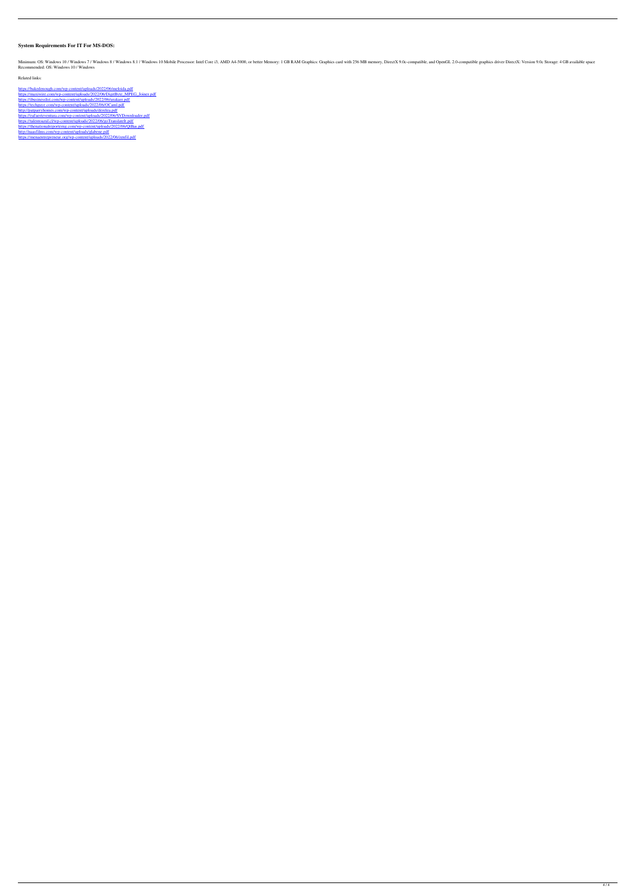### System Requirements For IT For MS-DOS:

Minimum: OS: Windows 10 / Windows 7 / Windows 8 / Windows 8.1 / Windows 10 Mobile Processor: Intel Core i3, AMD A4-5000, or better Memory: 1 GB RAM Graphics: Graphics card with 256 MB memory, DirectX 9.0c-compatible, and OpenGL 2.0-compatible graphics driver DirectX: Version 9.0c Storage: 4 GB available space Recommended: OS: Windows 10 / Windows

Related links:

https://bakedenough.com/wp-content/uploads/2022/06/meloida.pdf
https://maxiwire.com/wp-content/uploads/2022/06/DigitByte_MPEG_Joiner.pdf
https://ibusinesslist.com/wp-content/uploads/2022/06/urakarr.pdf
https://techque.com/wp-content/uploads/2022/06/OCaml.pdf
http://patparryhomes.com/wp-content/uploads/deredea.pdf
https://eafuerteventura.com/wp-content/uploads/2022/06/SVDownloader.pdf
https://talentoazul.cl/wp-content/uploads/2022/06/goTranslateIt.pdf
https://thenationalreportermg.com/wp-content/uploads/2022/06/QtBus.pdf
http://luaasfilms.com/wp-content/uploads/glabene.pdf
https://menaentrepreneur.org/wp-content/uploads/2022/06/zenfil.pdf